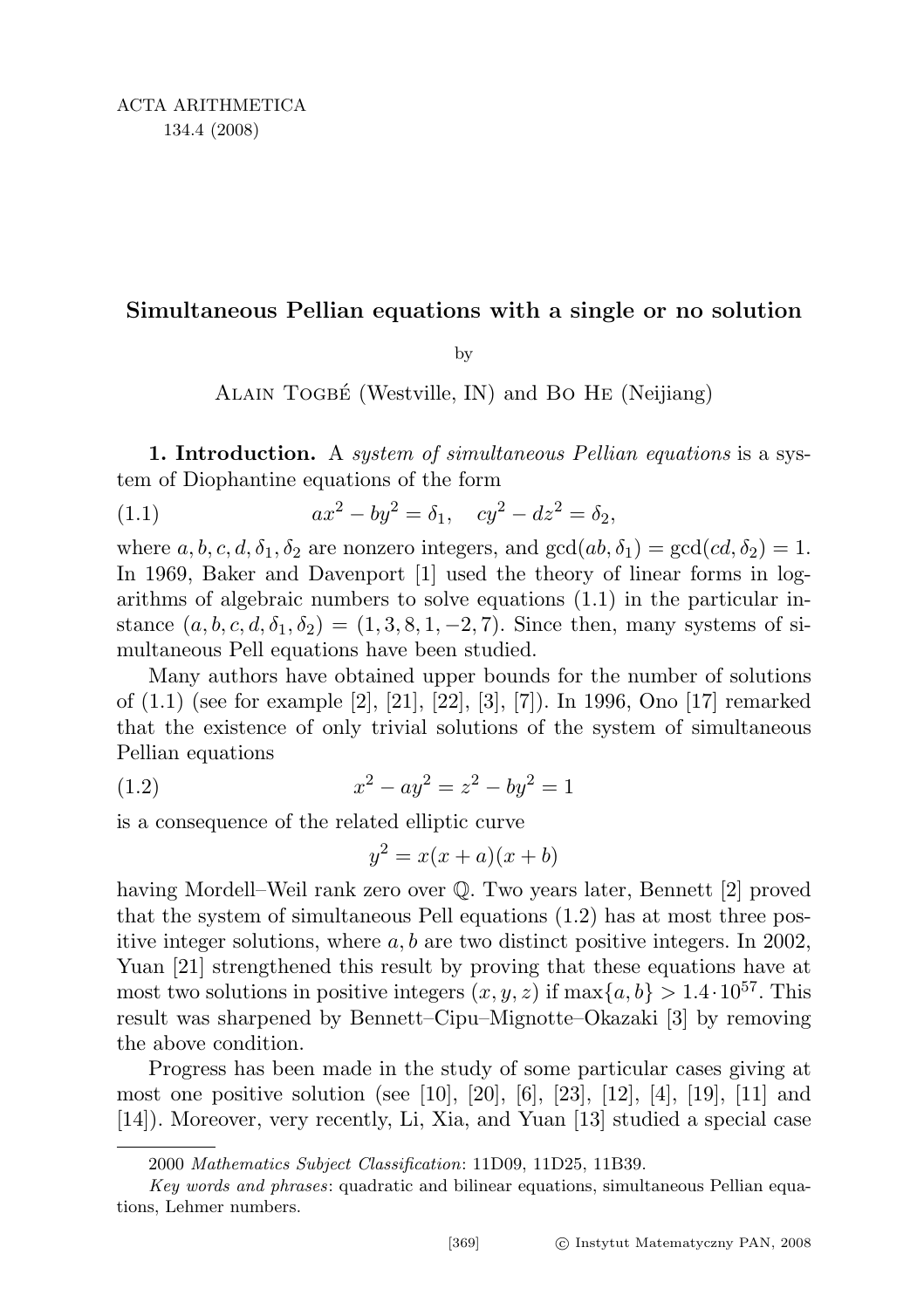# Simultaneous Pellian equations with a single or no solution

by

Alain Togbé (Westville, IN) and Bo He (Neijiang)

**1. Introduction.** A *system of simultaneous Pellian equations* is a system of Diophantine equations of the form

$$ax^2 - by^2 = \delta_1, \quad cy^2 - dz^2 = \delta_2, \tag{1.1}$$

where $a, b, c, d, \delta_1, \delta_2$ are nonzero integers, and $\gcd(ab, \delta_1) = \gcd(cd, \delta_2) = 1$. In 1969, Baker and Davenport [1] used the theory of linear forms in logarithms of algebraic numbers to solve equations (1.1) in the particular instance $(a, b, c, d, \delta_1, \delta_2) = (1, 3, 8, 1, -2, 7)$. Since then, many systems of simultaneous Pell equations have been studied.

Many authors have obtained upper bounds for the number of solutions of (1.1) (see for example [2], [21], [22], [3], [7]). In 1996, Ono [17] remarked that the existence of only trivial solutions of the system of simultaneous Pellian equations

$$x^2 - ay^2 = z^2 - by^2 = 1 \tag{1.2}$$

is a consequence of the related elliptic curve

$$y^2 = x(x + a)(x + b)$$

having Mordell–Weil rank zero over $\mathbb{Q}$. Two years later, Bennett [2] proved that the system of simultaneous Pell equations (1.2) has at most three positive integer solutions, where $a, b$ are two distinct positive integers. In 2002, Yuan [21] strengthened this result by proving that these equations have at most two solutions in positive integers $(x, y, z)$ if $\max\{a, b\} > 1.4 \cdot 10^{57}$. This result was sharpened by Bennett–Cipu–Mignotte–Okazaki [3] by removing the above condition.

Progress has been made in the study of some particular cases giving at most one positive solution (see [10], [20], [6], [23], [12], [4], [19], [11] and [14]). Moreover, very recently, Li, Xia, and Yuan [13] studied a special case

---

2000 *Mathematics Subject Classification*: 11D09, 11D25, 11B39.

*Key words and phrases*: quadratic and bilinear equations, simultaneous Pellian equations, Lehmer numbers.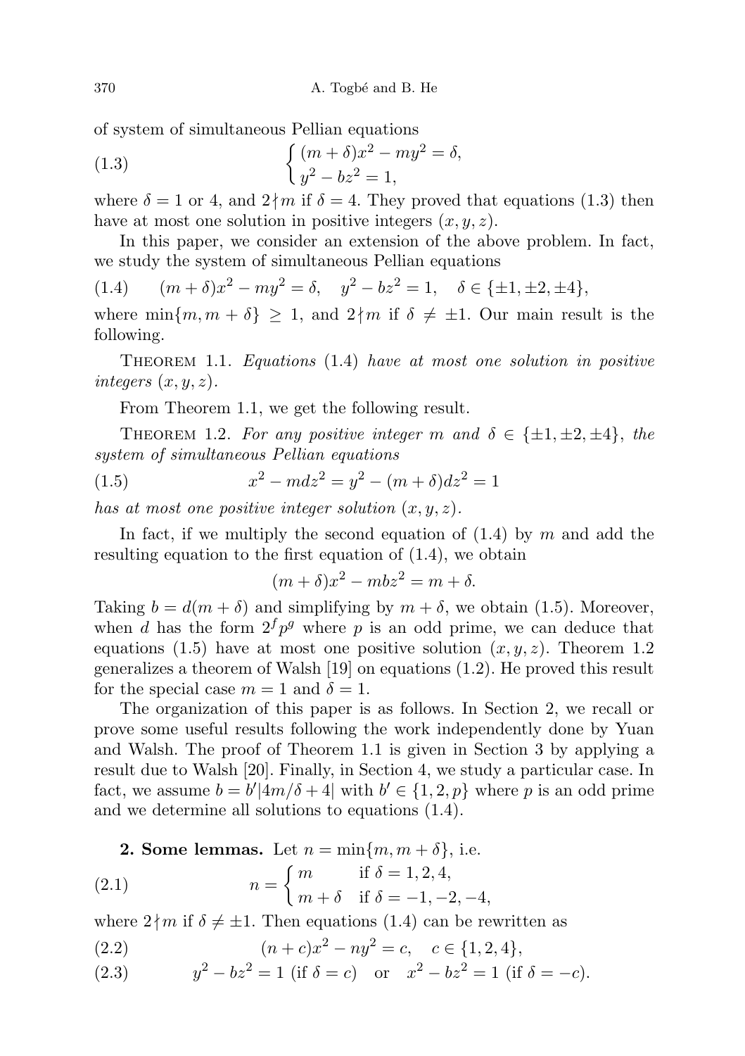of system of simultaneous Pellian equations

$$
\tag{1.3}
\begin{cases} (m+\delta)x^2 - my^2 = \delta, \\ y^2 - bz^2 = 1, \end{cases}
$$

where $\delta = 1$ or 4, and $2 \nmid m$ if $\delta = 4$. They proved that equations (1.3) then have at most one solution in positive integers $(x, y, z)$.

In this paper, we consider an extension of the above problem. In fact, we study the system of simultaneous Pellian equations

$$
\tag{1.4}
(m+\delta)x^2 - my^2 = \delta, \quad y^2 - bz^2 = 1, \quad \delta \in \{\pm 1, \pm 2, \pm 4\},
$$

where $\min\{m, m+\delta\} \geq 1$, and $2 \nmid m$ if $\delta \neq \pm 1$. Our main result is the following.

Theorem 1.1. *Equations* (1.4) *have at most one solution in positive integers* $(x, y, z)$.

From Theorem 1.1, we get the following result.

Theorem 1.2. *For any positive integer* $m$ *and* $\delta \in \{\pm 1, \pm 2, \pm 4\}$, *the system of simultaneous Pellian equations*

$$
\tag{1.5}
x^2 - mdz^2 = y^2 - (m+\delta)dz^2 = 1
$$

*has at most one positive integer solution* $(x, y, z)$.

In fact, if we multiply the second equation of (1.4) by $m$ and add the resulting equation to the first equation of (1.4), we obtain

$$
(m+\delta)x^2 - mbz^2 = m + \delta.
$$

Taking $b = d(m+\delta)$ and simplifying by $m+\delta$, we obtain (1.5). Moreover, when $d$ has the form $2^f p^g$ where $p$ is an odd prime, we can deduce that equations (1.5) have at most one positive solution $(x, y, z)$. Theorem 1.2 generalizes a theorem of Walsh [19] on equations (1.2). He proved this result for the special case $m = 1$ and $\delta = 1$.

The organization of this paper is as follows. In Section 2, we recall or prove some useful results following the work independently done by Yuan and Walsh. The proof of Theorem 1.1 is given in Section 3 by applying a result due to Walsh [20]. Finally, in Section 4, we study a particular case. In fact, we assume $b = b'|4m/\delta + 4|$ with $b' \in \{1, 2, p\}$ where $p$ is an odd prime and we determine all solutions to equations (1.4).

## 2. Some lemmas.

Let $n = \min\{m, m+\delta\}$, i.e.

$$
\tag{2.1}
n = \begin{cases} m & \text{if } \delta = 1, 2, 4, \\ m + \delta & \text{if } \delta = -1, -2, -4, \end{cases}
$$

where $2 \nmid m$ if $\delta \neq \pm 1$. Then equations (1.4) can be rewritten as

$$
\tag{2.2}
(n+c)x^2 - ny^2 = c, \quad c \in \{1, 2, 4\},
$$

$$
\tag{2.3}
y^2 - bz^2 = 1 \text{ (if } \delta = c) \quad \text{or} \quad x^2 - bz^2 = 1 \text{ (if } \delta = -c).
$$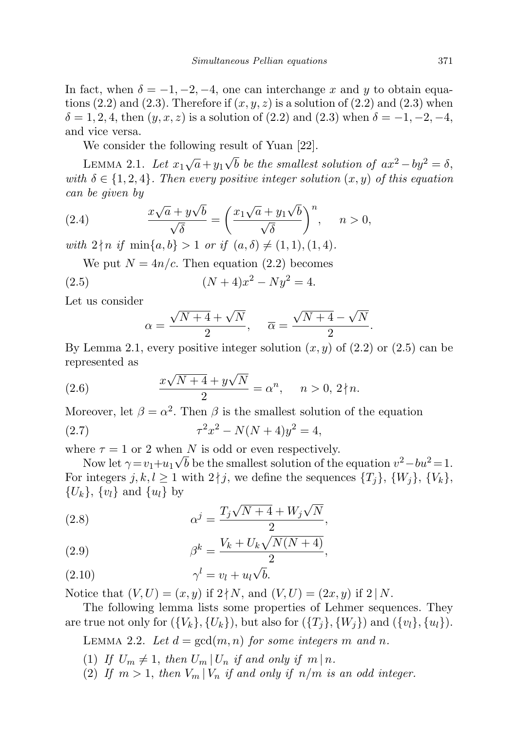In fact, when $\delta = -1, -2, -4$, one can interchange $x$ and $y$ to obtain equations (2.2) and (2.3). Therefore if $(x, y, z)$ is a solution of (2.2) and (2.3) when $\delta = 1, 2, 4$, then $(y, x, z)$ is a solution of (2.2) and (2.3) when $\delta = -1, -2, -4$, and vice versa.

We consider the following result of Yuan [22].

Lemma 2.1. *Let $x_1\sqrt{a}+y_1\sqrt{b}$ be the smallest solution of $ax^2 - by^2 = \delta$, with $\delta \in \{1, 2, 4\}$. Then every positive integer solution $(x, y)$ of this equation can be given by*

$$\frac{x\sqrt{a}+y\sqrt{b}}{\sqrt{\delta}} = \left(\frac{x_1\sqrt{a}+y_1\sqrt{b}}{\sqrt{\delta}}\right)^n, \quad n > 0, \tag{2.4}$$

*with $2 \nmid n$ if $\min\{a, b\} > 1$ or if $(a, \delta) \neq (1, 1), (1, 4)$.*

We put $N = 4n/c$. Then equation (2.2) becomes

$$(N + 4)x^2 - Ny^2 = 4. \tag{2.5}$$

Let us consider

$$\alpha = \frac{\sqrt{N+4}+\sqrt{N}}{2}, \quad \overline{\alpha} = \frac{\sqrt{N+4}-\sqrt{N}}{2}.$$

By Lemma 2.1, every positive integer solution $(x, y)$ of (2.2) or (2.5) can be represented as

$$\frac{x\sqrt{N+4}+y\sqrt{N}}{2} = \alpha^n, \quad n > 0,\ 2 \nmid n. \tag{2.6}$$

Moreover, let $\beta = \alpha^2$. Then $\beta$ is the smallest solution of the equation

$$\tau^2 x^2 - N(N + 4)y^2 = 4, \tag{2.7}$$

where $\tau = 1$ or $2$ when $N$ is odd or even respectively.

Now let $\gamma = v_1 + u_1\sqrt{b}$ be the smallest solution of the equation $v^2 - bu^2 = 1$. For integers $j, k, l \geq 1$ with $2 \nmid j$, we define the sequences $\{T_j\}$, $\{W_j\}$, $\{V_k\}$, $\{U_k\}$, $\{v_l\}$ and $\{u_l\}$ by

$$\alpha^j = \frac{T_j\sqrt{N+4}+W_j\sqrt{N}}{2}, \tag{2.8}$$

$$\beta^k = \frac{V_k + U_k\sqrt{N(N+4)}}{2}, \tag{2.9}$$

$$\gamma^l = v_l + u_l\sqrt{b}. \tag{2.10}$$

Notice that $(V, U) = (x, y)$ if $2 \nmid N$, and $(V, U) = (2x, y)$ if $2 \mid N$.

The following lemma lists some properties of Lehmer sequences. They are true not only for $(\{V_k\}, \{U_k\})$, but also for $(\{T_j\}, \{W_j\})$ and $(\{v_l\}, \{u_l\})$.

Lemma 2.2. *Let $d = \gcd(m, n)$ for some integers $m$ and $n$.*

1. *If $U_m \neq 1$, then $U_m \mid U_n$ if and only if $m \mid n$.*
2. *If $m > 1$, then $V_m \mid V_n$ if and only if $n/m$ is an odd integer.*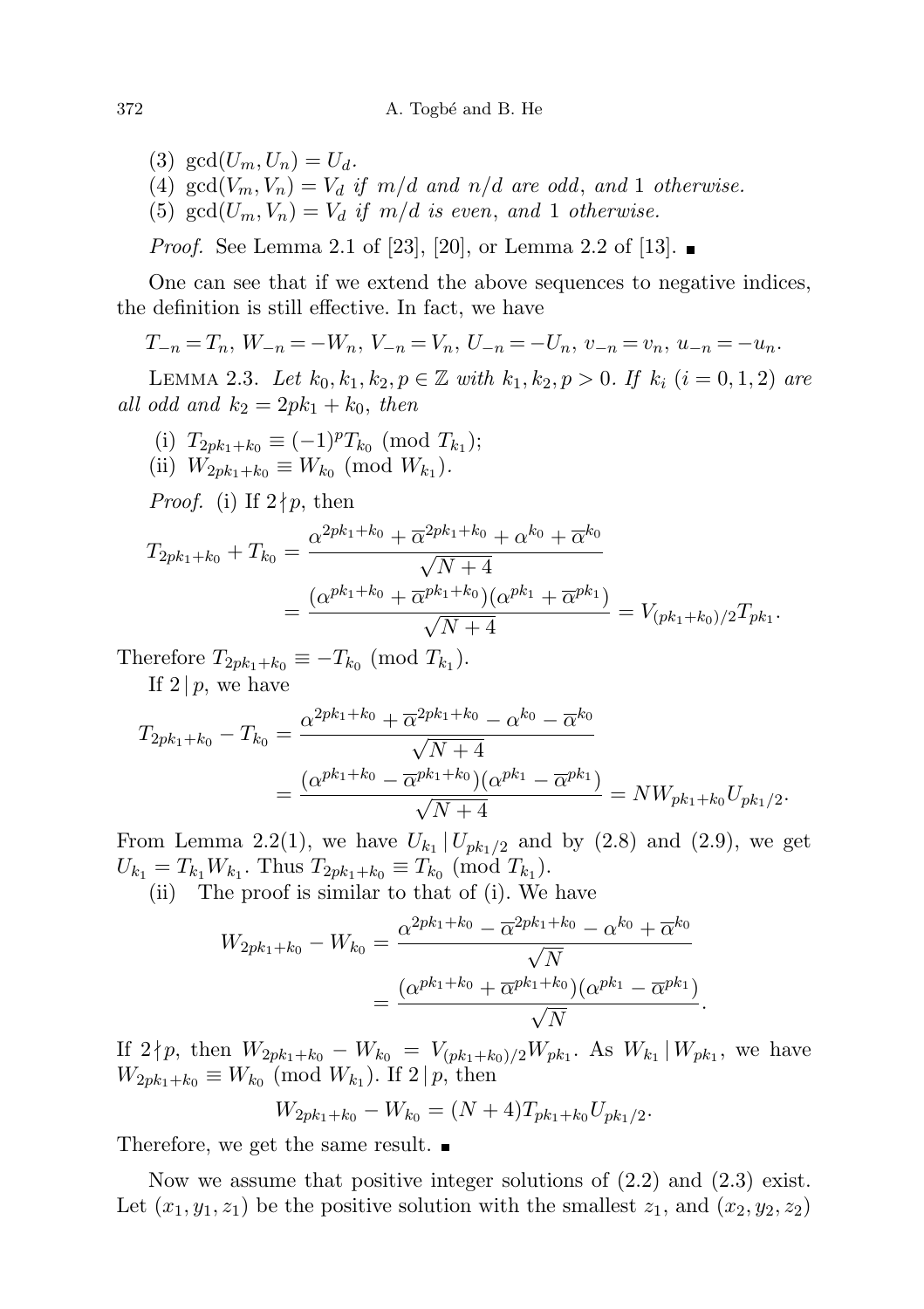(3) $\gcd(U_m, U_n) = U_d$.

(4) $\gcd(V_m, V_n) = V_d$ *if* $m/d$ *and* $n/d$ *are odd*, *and* 1 *otherwise.*

(5) $\gcd(U_m, V_n) = V_d$ *if* $m/d$ *is even*, *and* 1 *otherwise.*

*Proof.* See Lemma 2.1 of [23], [20], or Lemma 2.2 of [13]. ■

One can see that if we extend the above sequences to negative indices, the definition is still effective. In fact, we have

$$T_{-n} = T_n,\ W_{-n} = -W_n,\ V_{-n} = V_n,\ U_{-n} = -U_n,\ v_{-n} = v_n,\ u_{-n} = -u_n.$$

LEMMA 2.3. *Let* $k_0, k_1, k_2, p \in \mathbb{Z}$ *with* $k_1, k_2, p > 0$. *If* $k_i$ $(i = 0, 1, 2)$ *are all odd and* $k_2 = 2pk_1 + k_0$, *then*

(i) $T_{2pk_1+k_0} \equiv (-1)^p T_{k_0} \pmod{T_{k_1}}$;

(ii) $W_{2pk_1+k_0} \equiv W_{k_0} \pmod{W_{k_1}}$.

*Proof.* (i) If $2 \nmid p$, then

$$T_{2pk_1+k_0} + T_{k_0} = \frac{\alpha^{2pk_1+k_0} + \overline{\alpha}^{2pk_1+k_0} + \alpha^{k_0} + \overline{\alpha}^{k_0}}{\sqrt{N+4}}$$
$$= \frac{(\alpha^{pk_1+k_0} + \overline{\alpha}^{pk_1+k_0})(\alpha^{pk_1} + \overline{\alpha}^{pk_1})}{\sqrt{N+4}} = V_{(pk_1+k_0)/2} T_{pk_1}.$$

Therefore $T_{2pk_1+k_0} \equiv -T_{k_0} \pmod{T_{k_1}}$.

If $2 \mid p$, we have

$$T_{2pk_1+k_0} - T_{k_0} = \frac{\alpha^{2pk_1+k_0} + \overline{\alpha}^{2pk_1+k_0} - \alpha^{k_0} - \overline{\alpha}^{k_0}}{\sqrt{N+4}}$$
$$= \frac{(\alpha^{pk_1+k_0} - \overline{\alpha}^{pk_1+k_0})(\alpha^{pk_1} - \overline{\alpha}^{pk_1})}{\sqrt{N+4}} = N W_{pk_1+k_0} U_{pk_1/2}.$$

From Lemma 2.2(1), we have $U_{k_1} \mid U_{pk_1/2}$ and by (2.8) and (2.9), we get $U_{k_1} = T_{k_1} W_{k_1}$. Thus $T_{2pk_1+k_0} \equiv T_{k_0} \pmod{T_{k_1}}$.

(ii) The proof is similar to that of (i). We have

$$W_{2pk_1+k_0} - W_{k_0} = \frac{\alpha^{2pk_1+k_0} - \overline{\alpha}^{2pk_1+k_0} - \alpha^{k_0} + \overline{\alpha}^{k_0}}{\sqrt{N}}$$
$$= \frac{(\alpha^{pk_1+k_0} + \overline{\alpha}^{pk_1+k_0})(\alpha^{pk_1} - \overline{\alpha}^{pk_1})}{\sqrt{N}}.$$

If $2 \nmid p$, then $W_{2pk_1+k_0} - W_{k_0} = V_{(pk_1+k_0)/2} W_{pk_1}$. As $W_{k_1} \mid W_{pk_1}$, we have $W_{2pk_1+k_0} \equiv W_{k_0} \pmod{W_{k_1}}$. If $2 \mid p$, then

$$W_{2pk_1+k_0} - W_{k_0} = (N+4) T_{pk_1+k_0} U_{pk_1/2}.$$

Therefore, we get the same result. ■

Now we assume that positive integer solutions of (2.2) and (2.3) exist. Let $(x_1, y_1, z_1)$ be the positive solution with the smallest $z_1$, and $(x_2, y_2, z_2)$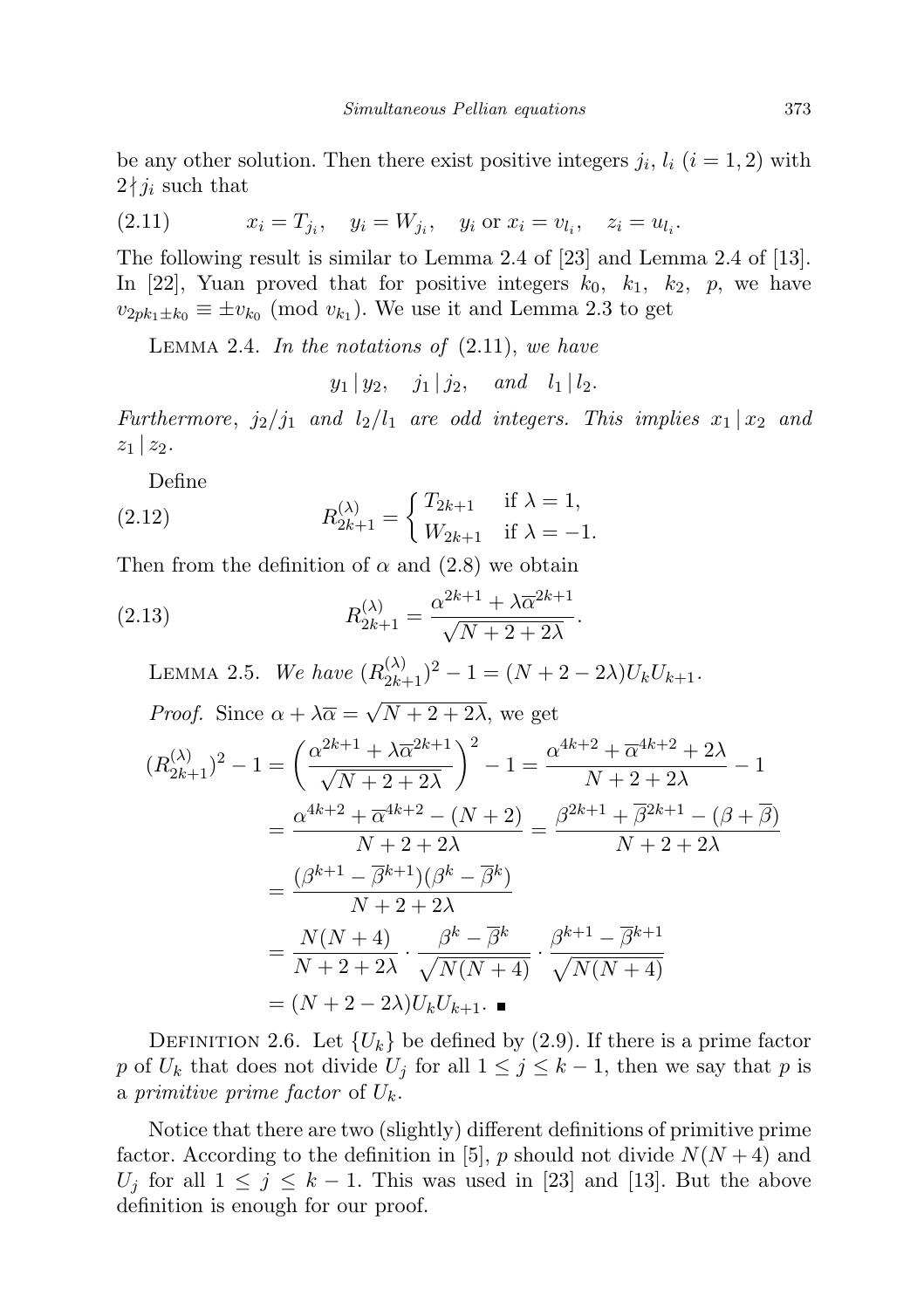be any other solution. Then there exist positive integers $j_i$, $l_i$ $(i = 1, 2)$ with $2 \nmid j_i$ such that

$$x_i = T_{j_i}, \quad y_i = W_{j_i}, \quad y_i \text{ or } x_i = v_{l_i}, \quad z_i = u_{l_i}. \tag{2.11}$$

The following result is similar to Lemma 2.4 of [23] and Lemma 2.4 of [13]. In [22], Yuan proved that for positive integers $k_0$, $k_1$, $k_2$, $p$, we have $v_{2pk_1 \pm k_0} \equiv \pm v_{k_0} \pmod{v_{k_1}}$. We use it and Lemma 2.3 to get

Lemma 2.4. *In the notations of* (2.11), *we have*

$$y_1 \mid y_2, \quad j_1 \mid j_2, \quad \text{and} \quad l_1 \mid l_2.$$

*Furthermore*, $j_2/j_1$ *and* $l_2/l_1$ *are odd integers. This implies* $x_1 \mid x_2$ *and* $z_1 \mid z_2$.

Define

$$R_{2k+1}^{(\lambda)} = \begin{cases} T_{2k+1} & \text{if } \lambda = 1, \\ W_{2k+1} & \text{if } \lambda = -1. \end{cases} \tag{2.12}$$

Then from the definition of $\alpha$ and (2.8) we obtain

$$R_{2k+1}^{(\lambda)} = \frac{\alpha^{2k+1} + \lambda \overline{\alpha}^{2k+1}}{\sqrt{N + 2 + 2\lambda}}. \tag{2.13}$$

Lemma 2.5. *We have* $(R_{2k+1}^{(\lambda)})^2 - 1 = (N + 2 - 2\lambda) U_k U_{k+1}$.

*Proof.* Since $\alpha + \lambda \overline{\alpha} = \sqrt{N + 2 + 2\lambda}$, we get

$$\begin{aligned}
(R_{2k+1}^{(\lambda)})^2 - 1 &= \left( \frac{\alpha^{2k+1} + \lambda \overline{\alpha}^{2k+1}}{\sqrt{N + 2 + 2\lambda}} \right)^2 - 1 = \frac{\alpha^{4k+2} + \overline{\alpha}^{4k+2} + 2\lambda}{N + 2 + 2\lambda} - 1 \\
&= \frac{\alpha^{4k+2} + \overline{\alpha}^{4k+2} - (N + 2)}{N + 2 + 2\lambda} = \frac{\beta^{2k+1} + \overline{\beta}^{2k+1} - (\beta + \overline{\beta})}{N + 2 + 2\lambda} \\
&= \frac{(\beta^{k+1} - \overline{\beta}^{k+1})(\beta^k - \overline{\beta}^k)}{N + 2 + 2\lambda} \\
&= \frac{N(N+4)}{N + 2 + 2\lambda} \cdot \frac{\beta^k - \overline{\beta}^k}{\sqrt{N(N+4)}} \cdot \frac{\beta^{k+1} - \overline{\beta}^{k+1}}{\sqrt{N(N+4)}} \\
&= (N + 2 - 2\lambda) U_k U_{k+1}. \ \blacksquare
\end{aligned}$$

Definition 2.6. Let $\{U_k\}$ be defined by (2.9). If there is a prime factor $p$ of $U_k$ that does not divide $U_j$ for all $1 \le j \le k - 1$, then we say that $p$ is a *primitive prime factor* of $U_k$.

Notice that there are two (slightly) different definitions of primitive prime factor. According to the definition in [5], $p$ should not divide $N(N + 4)$ and $U_j$ for all $1 \le j \le k - 1$. This was used in [23] and [13]. But the above definition is enough for our proof.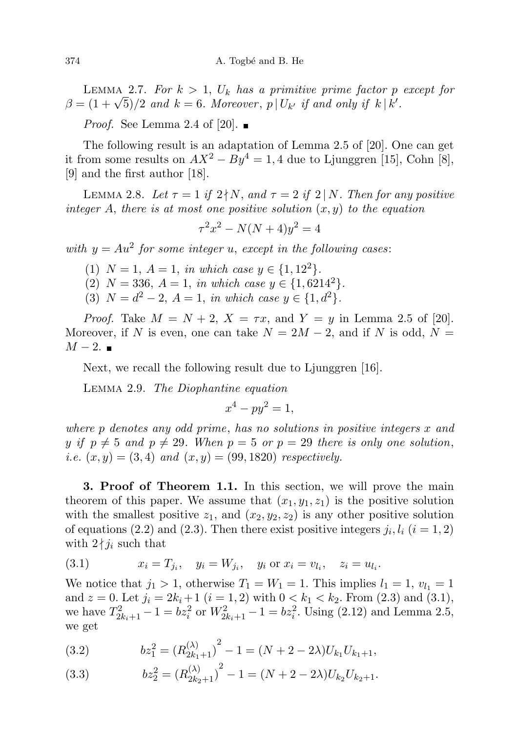LEMMA 2.7. *For $k > 1$, $U_k$ has a primitive prime factor $p$ except for $\beta = (1+\sqrt{5})/2$ and $k = 6$. Moreover, $p \mid U_{k'}$ if and only if $k \mid k'$.*

*Proof.* See Lemma 2.4 of [20]. ∎

The following result is an adaptation of Lemma 2.5 of [20]. One can get it from some results on $AX^2 - By^4 = 1, 4$ due to Ljunggren [15], Cohn [8], [9] and the first author [18].

LEMMA 2.8. *Let $\tau = 1$ if $2 \nmid N$, and $\tau = 2$ if $2 \mid N$. Then for any positive integer $A$, there is at most one positive solution $(x, y)$ to the equation*

$$\tau^2 x^2 - N(N+4)y^2 = 4$$

*with $y = Au^2$ for some integer $u$, except in the following cases*:

(1) $N = 1$, $A = 1$, *in which case* $y \in \{1, 12^2\}$.
(2) $N = 336$, $A = 1$, *in which case* $y \in \{1, 6214^2\}$.
(3) $N = d^2 - 2$, $A = 1$, *in which case* $y \in \{1, d^2\}$.

*Proof.* Take $M = N + 2$, $X = \tau x$, and $Y = y$ in Lemma 2.5 of [20]. Moreover, if $N$ is even, one can take $N = 2M - 2$, and if $N$ is odd, $N = M - 2$. ∎

Next, we recall the following result due to Ljunggren [16].

LEMMA 2.9. *The Diophantine equation*

$$x^4 - py^2 = 1,$$

*where $p$ denotes any odd prime, has no solutions in positive integers $x$ and $y$ if $p \neq 5$ and $p \neq 29$. When $p = 5$ or $p = 29$ there is only one solution, i.e. $(x, y) = (3, 4)$ and $(x, y) = (99, 1820)$ respectively.*

**3. Proof of Theorem 1.1.** In this section, we will prove the main theorem of this paper. We assume that $(x_1, y_1, z_1)$ is the positive solution with the smallest positive $z_1$, and $(x_2, y_2, z_2)$ is any other positive solution of equations (2.2) and (2.3). Then there exist positive integers $j_i, l_i$ $(i = 1, 2)$ with $2 \nmid j_i$ such that

$$x_i = T_{j_i}, \quad y_i = W_{j_i}, \quad y_i \text{ or } x_i = v_{l_i}, \quad z_i = u_{l_i}. \tag{3.1}$$

We notice that $j_1 > 1$, otherwise $T_1 = W_1 = 1$. This implies $l_1 = 1$, $v_{l_1} = 1$ and $z = 0$. Let $j_i = 2k_i + 1$ $(i = 1, 2)$ with $0 < k_1 < k_2$. From (2.3) and (3.1), we have $T_{2k_i+1}^2 - 1 = bz_i^2$ or $W_{2k_i+1}^2 - 1 = bz_i^2$. Using (2.12) and Lemma 2.5, we get

$$bz_1^2 = \left(R_{2k_1+1}^{(\lambda)}\right)^2 - 1 = (N + 2 - 2\lambda)U_{k_1}U_{k_1+1}, \tag{3.2}$$

$$bz_2^2 = \left(R_{2k_2+1}^{(\lambda)}\right)^2 - 1 = (N + 2 - 2\lambda)U_{k_2}U_{k_2+1}. \tag{3.3}$$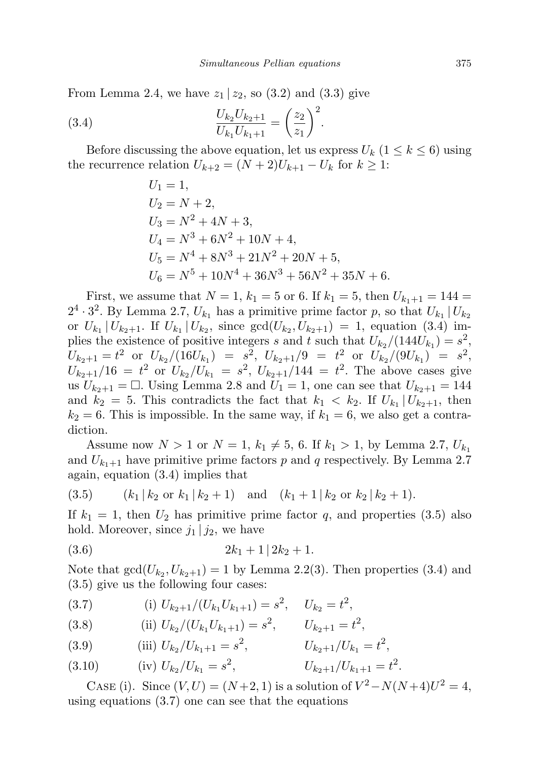From Lemma 2.4, we have $z_1 \mid z_2$, so (3.2) and (3.3) give

$$\frac{U_{k_2}U_{k_2+1}}{U_{k_1}U_{k_1+1}} = \left(\frac{z_2}{z_1}\right)^2. \tag{3.4}$$

Before discussing the above equation, let us express $U_k$ ($1 \le k \le 6$) using the recurrence relation $U_{k+2} = (N+2)U_{k+1} - U_k$ for $k \ge 1$:

$$\begin{aligned}
U_1 &= 1,\\
U_2 &= N+2,\\
U_3 &= N^2+4N+3,\\
U_4 &= N^3+6N^2+10N+4,\\
U_5 &= N^4+8N^3+21N^2+20N+5,\\
U_6 &= N^5+10N^4+36N^3+56N^2+35N+6.
\end{aligned}$$

First, we assume that $N=1$, $k_1 = 5$ or $6$. If $k_1 = 5$, then $U_{k_1+1} = 144 = 2^4 \cdot 3^2$. By Lemma 2.7, $U_{k_1}$ has a primitive prime factor $p$, so that $U_{k_1} \mid U_{k_2}$ or $U_{k_1} \mid U_{k_2+1}$. If $U_{k_1} \mid U_{k_2}$, since $\gcd(U_{k_2}, U_{k_2+1}) = 1$, equation (3.4) implies the existence of positive integers $s$ and $t$ such that $U_{k_2}/(144U_{k_1}) = s^2$, $U_{k_2+1} = t^2$ or $U_{k_2}/(16U_{k_1}) = s^2$, $U_{k_2+1}/9 = t^2$ or $U_{k_2}/(9U_{k_1}) = s^2$, $U_{k_2+1}/16 = t^2$ or $U_{k_2}/U_{k_1} = s^2$, $U_{k_2+1}/144 = t^2$. The above cases give us $U_{k_2+1} = \square$. Using Lemma 2.8 and $U_1 = 1$, one can see that $U_{k_2+1} = 144$ and $k_2 = 5$. This contradicts the fact that $k_1 < k_2$. If $U_{k_1} \mid U_{k_2+1}$, then $k_2 = 6$. This is impossible. In the same way, if $k_1 = 6$, we also get a contradiction.

Assume now $N > 1$ or $N = 1$, $k_1 \neq 5, 6$. If $k_1 > 1$, by Lemma 2.7, $U_{k_1}$ and $U_{k_1+1}$ have primitive prime factors $p$ and $q$ respectively. By Lemma 2.7 again, equation (3.4) implies that

$$(k_1 \mid k_2 \text{ or } k_1 \mid k_2+1) \quad \text{and} \quad (k_1+1 \mid k_2 \text{ or } k_2 \mid k_2+1). \tag{3.5}$$

If $k_1 = 1$, then $U_2$ has primitive prime factor $q$, and properties (3.5) also hold. Moreover, since $j_1 \mid j_2$, we have

$$2k_1+1 \mid 2k_2+1. \tag{3.6}$$

Note that $\gcd(U_{k_2}, U_{k_2+1}) = 1$ by Lemma 2.2(3). Then properties (3.4) and (3.5) give us the following four cases:

$$\text{(i) } U_{k_2+1}/(U_{k_1}U_{k_1+1}) = s^2, \quad U_{k_2} = t^2, \tag{3.7}$$

$$\text{(ii) } U_{k_2}/(U_{k_1}U_{k_1+1}) = s^2, \quad U_{k_2+1} = t^2, \tag{3.8}$$

$$\text{(iii) } U_{k_2}/U_{k_1+1} = s^2, \quad U_{k_2+1}/U_{k_1} = t^2, \tag{3.9}$$

$$\text{(iv) } U_{k_2}/U_{k_1} = s^2, \quad U_{k_2+1}/U_{k_1+1} = t^2. \tag{3.10}$$

Case (i). Since $(V, U) = (N+2, 1)$ is a solution of $V^2 - N(N+4)U^2 = 4$, using equations (3.7) one can see that the equations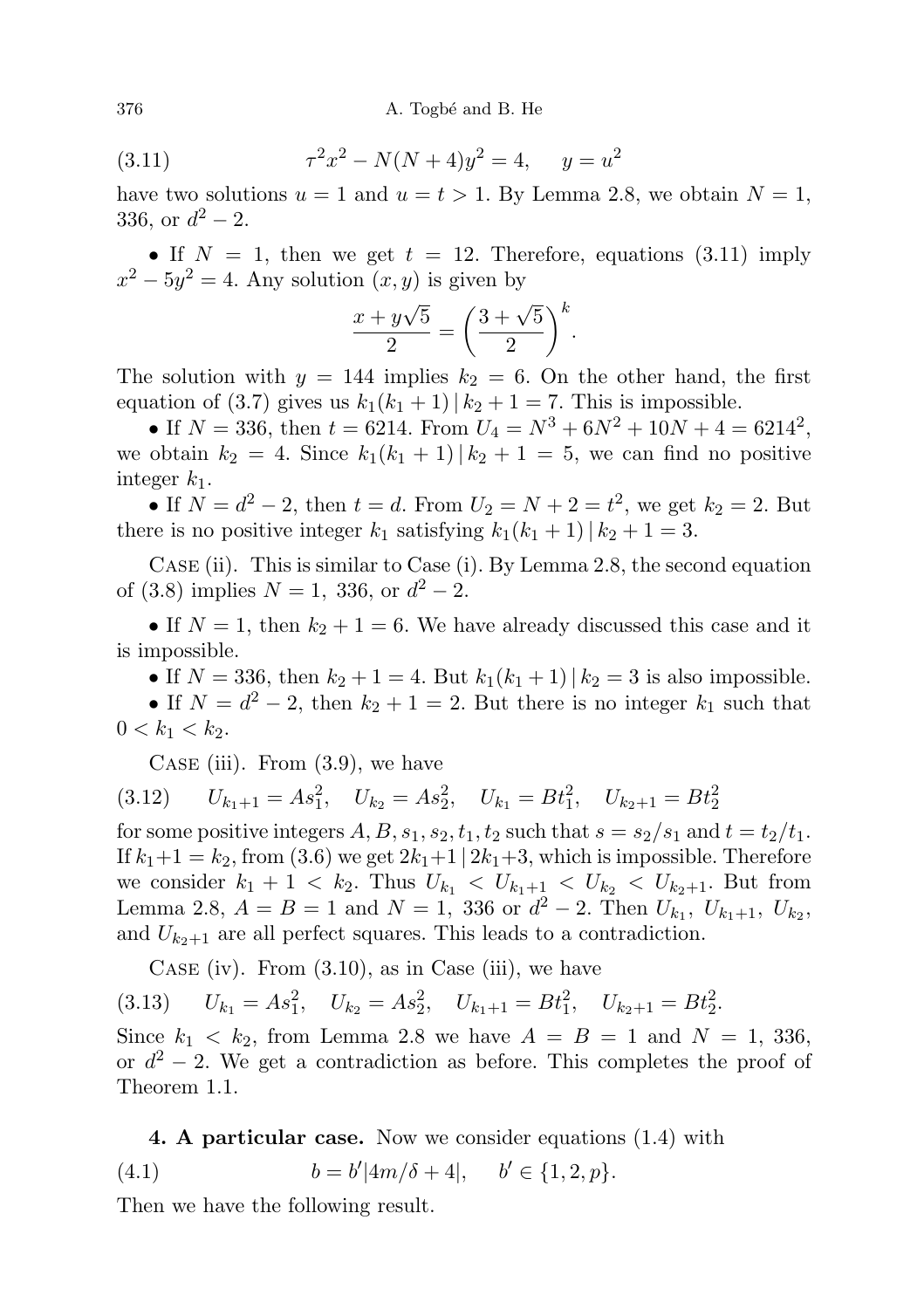$$\tau^2 x^2 - N(N+4)y^2 = 4, \quad y = u^2 \tag{3.11}$$

have two solutions $u = 1$ and $u = t > 1$. By Lemma 2.8, we obtain $N = 1$, 336, or $d^2 - 2$.

• If $N = 1$, then we get $t = 12$. Therefore, equations (3.11) imply $x^2 - 5y^2 = 4$. Any solution $(x, y)$ is given by

$$\frac{x + y\sqrt{5}}{2} = \left(\frac{3+\sqrt{5}}{2}\right)^k.$$

The solution with $y = 144$ implies $k_2 = 6$. On the other hand, the first equation of (3.7) gives us $k_1(k_1+1) \mid k_2 + 1 = 7$. This is impossible.

• If $N = 336$, then $t = 6214$. From $U_4 = N^3 + 6N^2 + 10N + 4 = 6214^2$, we obtain $k_2 = 4$. Since $k_1(k_1+1) \mid k_2 + 1 = 5$, we can find no positive integer $k_1$.

• If $N = d^2 - 2$, then $t = d$. From $U_2 = N + 2 = t^2$, we get $k_2 = 2$. But there is no positive integer $k_1$ satisfying $k_1(k_1+1) \mid k_2 + 1 = 3$.

Case (ii). This is similar to Case (i). By Lemma 2.8, the second equation of (3.8) implies $N = 1$, 336, or $d^2 - 2$.

• If $N = 1$, then $k_2 + 1 = 6$. We have already discussed this case and it is impossible.

• If $N = 336$, then $k_2 + 1 = 4$. But $k_1(k_1+1) \mid k_2 = 3$ is also impossible.

• If $N = d^2 - 2$, then $k_2 + 1 = 2$. But there is no integer $k_1$ such that $0 < k_1 < k_2$.

Case (iii). From (3.9), we have

$$U_{k_1+1} = As_1^2, \quad U_{k_2} = As_2^2, \quad U_{k_1} = Bt_1^2, \quad U_{k_2+1} = Bt_2^2 \tag{3.12}$$

for some positive integers $A, B, s_1, s_2, t_1, t_2$ such that $s = s_2/s_1$ and $t = t_2/t_1$. If $k_1+1 = k_2$, from (3.6) we get $2k_1+1 \mid 2k_1+3$, which is impossible. Therefore we consider $k_1 + 1 < k_2$. Thus $U_{k_1} < U_{k_1+1} < U_{k_2} < U_{k_2+1}$. But from Lemma 2.8, $A = B = 1$ and $N = 1$, 336 or $d^2 - 2$. Then $U_{k_1}$, $U_{k_1+1}$, $U_{k_2}$, and $U_{k_2+1}$ are all perfect squares. This leads to a contradiction.

Case (iv). From (3.10), as in Case (iii), we have

$$U_{k_1} = As_1^2, \quad U_{k_2} = As_2^2, \quad U_{k_1+1} = Bt_1^2, \quad U_{k_2+1} = Bt_2^2. \tag{3.13}$$

Since $k_1 < k_2$, from Lemma 2.8 we have $A = B = 1$ and $N = 1$, 336, or $d^2 - 2$. We get a contradiction as before. This completes the proof of Theorem 1.1.

## 4. A particular case.

Now we consider equations (1.4) with

$$b = b'|4m/\delta + 4|, \quad b' \in \{1, 2, p\}. \tag{4.1}$$

Then we have the following result.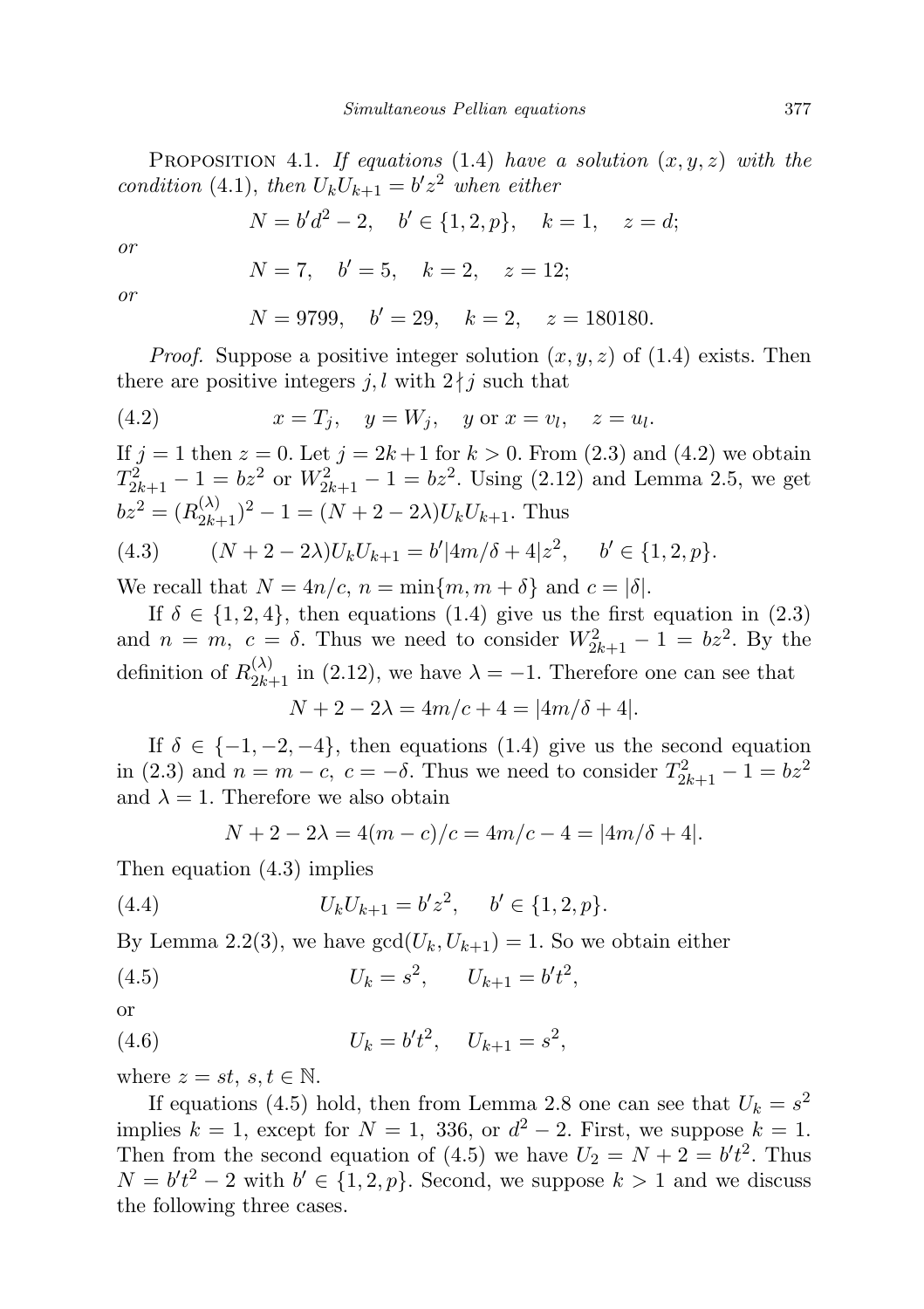PROPOSITION 4.1. *If equations* (1.4) *have a solution* $(x, y, z)$ *with the condition* (4.1), *then* $U_k U_{k+1} = b' z^2$ *when either*

$$N = b'd^2 - 2, \quad b' \in \{1, 2, p\}, \quad k = 1, \quad z = d;$$

*or*

$$N = 7, \quad b' = 5, \quad k = 2, \quad z = 12;$$

*or*

$$N = 9799, \quad b' = 29, \quad k = 2, \quad z = 180180.$$

*Proof.* Suppose a positive integer solution $(x, y, z)$ of (1.4) exists. Then there are positive integers $j, l$ with $2 \nmid j$ such that

$$x = T_j, \quad y = W_j, \quad y \text{ or } x = v_l, \quad z = u_l. \tag{4.2}$$

If $j = 1$ then $z = 0$. Let $j = 2k+1$ for $k > 0$. From (2.3) and (4.2) we obtain $T_{2k+1}^2 - 1 = bz^2$ or $W_{2k+1}^2 - 1 = bz^2$. Using (2.12) and Lemma 2.5, we get $bz^2 = (R_{2k+1}^{(\lambda)})^2 - 1 = (N + 2 - 2\lambda) U_k U_{k+1}$. Thus

$$(N + 2 - 2\lambda) U_k U_{k+1} = b' |4m/\delta + 4| z^2, \quad b' \in \{1, 2, p\}. \tag{4.3}$$

We recall that $N = 4n/c$, $n = \min\{m, m + \delta\}$ and $c = |\delta|$.

If $\delta \in \{1, 2, 4\}$, then equations (1.4) give us the first equation in (2.3) and $n = m$, $c = \delta$. Thus we need to consider $W_{2k+1}^2 - 1 = bz^2$. By the definition of $R_{2k+1}^{(\lambda)}$ in (2.12), we have $\lambda = -1$. Therefore one can see that

$$N + 2 - 2\lambda = 4m/c + 4 = |4m/\delta + 4|.$$

If $\delta \in \{-1, -2, -4\}$, then equations (1.4) give us the second equation in (2.3) and $n = m - c$, $c = -\delta$. Thus we need to consider $T_{2k+1}^2 - 1 = bz^2$ and $\lambda = 1$. Therefore we also obtain

$$N + 2 - 2\lambda = 4(m - c)/c = 4m/c - 4 = |4m/\delta + 4|.$$

Then equation (4.3) implies

$$U_k U_{k+1} = b' z^2, \quad b' \in \{1, 2, p\}. \tag{4.4}$$

By Lemma 2.2(3), we have $\gcd(U_k, U_{k+1}) = 1$. So we obtain either

$$U_k = s^2, \qquad U_{k+1} = b' t^2, \tag{4.5}$$

or

$$U_k = b' t^2, \quad U_{k+1} = s^2, \tag{4.6}$$

where $z = st$, $s, t \in \mathbb{N}$.

If equations (4.5) hold, then from Lemma 2.8 one can see that $U_k = s^2$ implies $k = 1$, except for $N = 1$, $336$, or $d^2 - 2$. First, we suppose $k = 1$. Then from the second equation of (4.5) we have $U_2 = N + 2 = b' t^2$. Thus $N = b' t^2 - 2$ with $b' \in \{1, 2, p\}$. Second, we suppose $k > 1$ and we discuss the following three cases.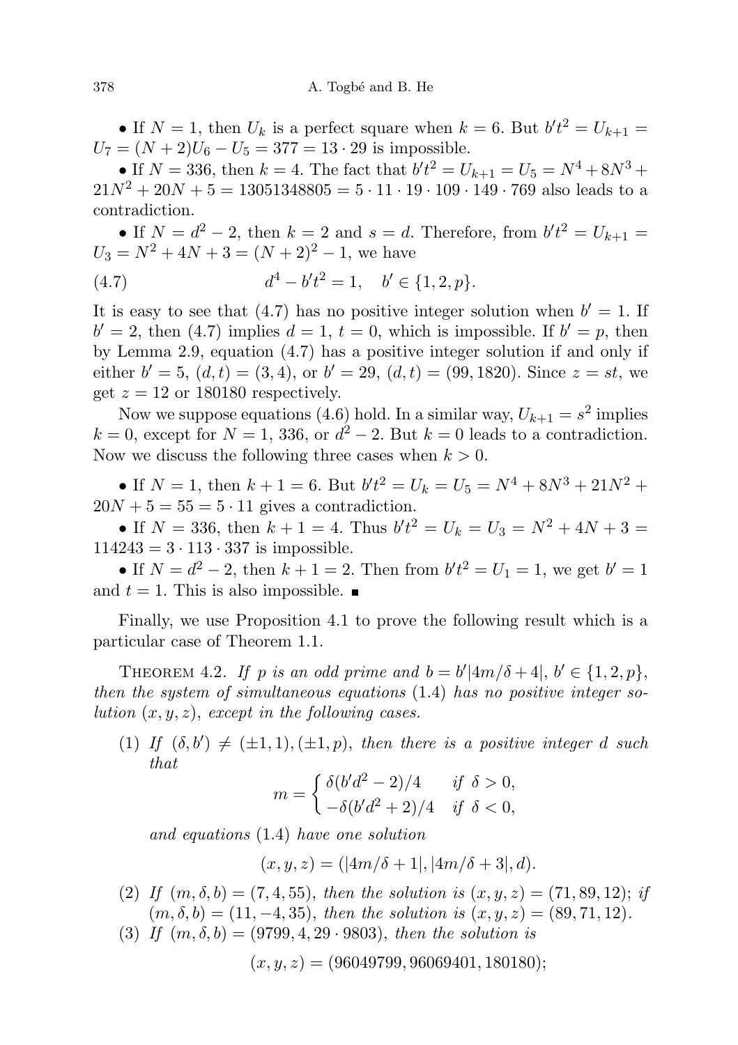• If $N = 1$, then $U_k$ is a perfect square when $k = 6$. But $b't^2 = U_{k+1} = U_7 = (N+2)U_6 - U_5 = 377 = 13 \cdot 29$ is impossible.

• If $N = 336$, then $k = 4$. The fact that $b't^2 = U_{k+1} = U_5 = N^4 + 8N^3 + 21N^2 + 20N + 5 = 13051348805 = 5 \cdot 11 \cdot 19 \cdot 109 \cdot 149 \cdot 769$ also leads to a contradiction.

• If $N = d^2 - 2$, then $k = 2$ and $s = d$. Therefore, from $b't^2 = U_{k+1} = U_3 = N^2 + 4N + 3 = (N+2)^2 - 1$, we have

$$d^4 - b't^2 = 1, \quad b' \in \{1, 2, p\}. \tag{4.7}$$

It is easy to see that (4.7) has no positive integer solution when $b' = 1$. If $b' = 2$, then (4.7) implies $d = 1$, $t = 0$, which is impossible. If $b' = p$, then by Lemma 2.9, equation (4.7) has a positive integer solution if and only if either $b' = 5$, $(d, t) = (3, 4)$, or $b' = 29$, $(d, t) = (99, 1820)$. Since $z = st$, we get $z = 12$ or $180180$ respectively.

Now we suppose equations (4.6) hold. In a similar way, $U_{k+1} = s^2$ implies $k = 0$, except for $N = 1$, $336$, or $d^2 - 2$. But $k = 0$ leads to a contradiction. Now we discuss the following three cases when $k > 0$.

• If $N = 1$, then $k + 1 = 6$. But $b't^2 = U_k = U_5 = N^4 + 8N^3 + 21N^2 + 20N + 5 = 55 = 5 \cdot 11$ gives a contradiction.

• If $N = 336$, then $k + 1 = 4$. Thus $b't^2 = U_k = U_3 = N^2 + 4N + 3 = 114243 = 3 \cdot 113 \cdot 337$ is impossible.

• If $N = d^2 - 2$, then $k + 1 = 2$. Then from $b't^2 = U_1 = 1$, we get $b' = 1$ and $t = 1$. This is also impossible. ∎

Finally, we use Proposition 4.1 to prove the following result which is a particular case of Theorem 1.1.

**Theorem 4.2.** *If $p$ is an odd prime and $b = b'|4m/\delta + 4|$, $b' \in \{1, 2, p\}$, then the system of simultaneous equations* (1.4) *has no positive integer solution $(x, y, z)$, except in the following cases.*

1. *If $(\delta, b') \neq (\pm 1, 1), (\pm 1, p)$, then there is a positive integer $d$ such that*
$$m = \begin{cases} \delta(b'd^2 - 2)/4 & \text{if } \delta > 0, \\ -\delta(b'd^2 + 2)/4 & \text{if } \delta < 0, \end{cases}$$
*and equations* (1.4) *have one solution*
$$(x, y, z) = (|4m/\delta + 1|, |4m/\delta + 3|, d).$$
2. *If $(m, \delta, b) = (7, 4, 55)$, then the solution is $(x, y, z) = (71, 89, 12)$; if $(m, \delta, b) = (11, -4, 35)$, then the solution is $(x, y, z) = (89, 71, 12)$.*
3. *If $(m, \delta, b) = (9799, 4, 29 \cdot 9803)$, then the solution is*
$$(x, y, z) = (96049799, 96069401, 180180);$$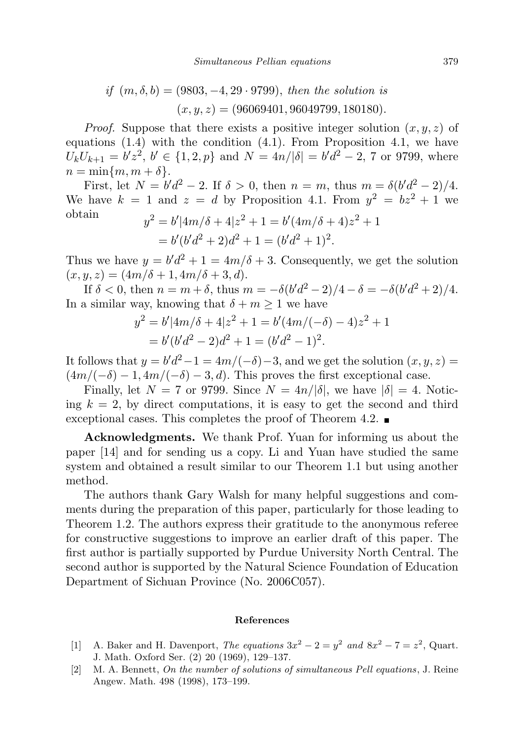*if* $(m, \delta, b) = (9803, -4, 29 \cdot 9799)$, *then the solution is*

$$(x, y, z) = (96069401, 96049799, 180180).$$

*Proof.* Suppose that there exists a positive integer solution $(x, y, z)$ of equations (1.4) with the condition (4.1). From Proposition 4.1, we have $U_k U_{k+1} = b'z^2$, $b' \in \{1, 2, p\}$ and $N = 4n/|\delta| = b'd^2 - 2$, 7 or 9799, where $n = \min\{m, m + \delta\}$.

First, let $N = b'd^2 - 2$. If $\delta > 0$, then $n = m$, thus $m = \delta(b'd^2 - 2)/4$. We have $k = 1$ and $z = d$ by Proposition 4.1. From $y^2 = bz^2 + 1$ we obtain

$$\begin{aligned} y^2 &= b'|4m/\delta + 4|z^2 + 1 = b'(4m/\delta + 4)z^2 + 1 \\ &= b'(b'd^2 + 2)d^2 + 1 = (b'd^2 + 1)^2. \end{aligned}$$

Thus we have $y = b'd^2 + 1 = 4m/\delta + 3$. Consequently, we get the solution $(x, y, z) = (4m/\delta + 1, 4m/\delta + 3, d)$.

If $\delta < 0$, then $n = m + \delta$, thus $m = -\delta(b'd^2 - 2)/4 - \delta = -\delta(b'd^2 + 2)/4$. In a similar way, knowing that $\delta + m \geq 1$ we have

$$\begin{aligned} y^2 &= b'|4m/\delta + 4|z^2 + 1 = b'(4m/(-\delta) - 4)z^2 + 1 \\ &= b'(b'd^2 - 2)d^2 + 1 = (b'd^2 - 1)^2. \end{aligned}$$

It follows that $y = b'd^2 - 1 = 4m/(-\delta) - 3$, and we get the solution $(x, y, z) = (4m/(-\delta) - 1, 4m/(-\delta) - 3, d)$. This proves the first exceptional case.

Finally, let $N = 7$ or 9799. Since $N = 4n/|\delta|$, we have $|\delta| = 4$. Noticing $k = 2$, by direct computations, it is easy to get the second and third exceptional cases. This completes the proof of Theorem 4.2. ∎

**Acknowledgments.** We thank Prof. Yuan for informing us about the paper [14] and for sending us a copy. Li and Yuan have studied the same system and obtained a result similar to our Theorem 1.1 but using another method.

The authors thank Gary Walsh for many helpful suggestions and comments during the preparation of this paper, particularly for those leading to Theorem 1.2. The authors express their gratitude to the anonymous referee for constructive suggestions to improve an earlier draft of this paper. The first author is partially supported by Purdue University North Central. The second author is supported by the Natural Science Foundation of Education Department of Sichuan Province (No. 2006C057).

## References

[1] A. Baker and H. Davenport, *The equations* $3x^2 - 2 = y^2$ *and* $8x^2 - 7 = z^2$, Quart. J. Math. Oxford Ser. (2) 20 (1969), 129–137.

[2] M. A. Bennett, *On the number of solutions of simultaneous Pell equations*, J. Reine Angew. Math. 498 (1998), 173–199.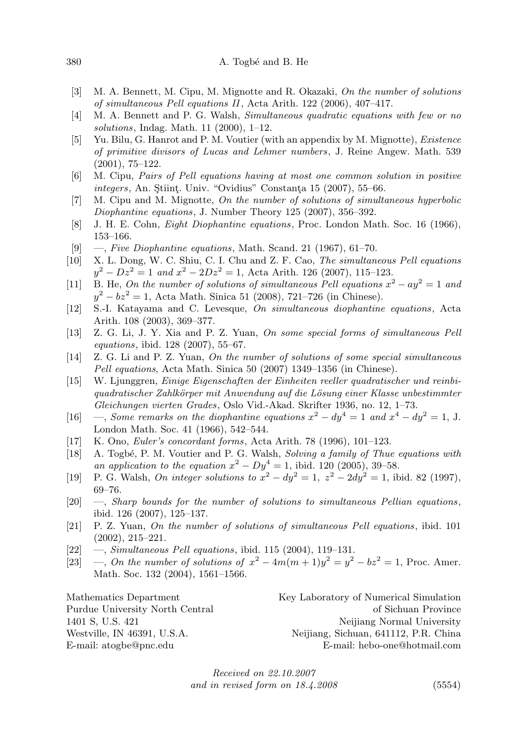[3] M. A. Bennett, M. Cipu, M. Mignotte and R. Okazaki, *On the number of solutions of simultaneous Pell equations II*, Acta Arith. 122 (2006), 407–417.

[4] M. A. Bennett and P. G. Walsh, *Simultaneous quadratic equations with few or no solutions*, Indag. Math. 11 (2000), 1–12.

[5] Yu. Bilu, G. Hanrot and P. M. Voutier (with an appendix by M. Mignotte), *Existence of primitive divisors of Lucas and Lehmer numbers*, J. Reine Angew. Math. 539 (2001), 75–122.

[6] M. Cipu, *Pairs of Pell equations having at most one common solution in positive integers*, An. Ştiinţ. Univ. "Ovidius" Constanţa 15 (2007), 55–66.

[7] M. Cipu and M. Mignotte, *On the number of solutions of simultaneous hyperbolic Diophantine equations*, J. Number Theory 125 (2007), 356–392.

[8] J. H. E. Cohn, *Eight Diophantine equations*, Proc. London Math. Soc. 16 (1966), 153–166.

[9] —, *Five Diophantine equations*, Math. Scand. 21 (1967), 61–70.

[10] X. L. Dong, W. C. Shiu, C. I. Chu and Z. F. Cao, *The simultaneous Pell equations $y^2 - Dz^2 = 1$ and $x^2 - 2Dz^2 = 1$*, Acta Arith. 126 (2007), 115–123.

[11] B. He, *On the number of solutions of simultaneous Pell equations $x^2 - ay^2 = 1$ and $y^2 - bz^2 = 1$*, Acta Math. Sinica 51 (2008), 721–726 (in Chinese).

[12] S.-I. Katayama and C. Levesque, *On simultaneous diophantine equations*, Acta Arith. 108 (2003), 369–377.

[13] Z. G. Li, J. Y. Xia and P. Z. Yuan, *On some special forms of simultaneous Pell equations*, ibid. 128 (2007), 55–67.

[14] Z. G. Li and P. Z. Yuan, *On the number of solutions of some special simultaneous Pell equations*, Acta Math. Sinica 50 (2007) 1349–1356 (in Chinese).

[15] W. Ljunggren, *Einige Eigenschaften der Einheiten reeller quadratischer und reinbiquadratischer Zahlkörper mit Anwendung auf die Lösung einer Klasse unbestimmter Gleichungen vierten Grades*, Oslo Vid.-Akad. Skrifter 1936, no. 12, 1–73.

[16] —, *Some remarks on the diophantine equations $x^2 - dy^4 = 1$ and $x^4 - dy^2 = 1$*, J. London Math. Soc. 41 (1966), 542–544.

[17] K. Ono, *Euler's concordant forms*, Acta Arith. 78 (1996), 101–123.

[18] A. Togbé, P. M. Voutier and P. G. Walsh, *Solving a family of Thue equations with an application to the equation $x^2 - Dy^4 = 1$*, ibid. 120 (2005), 39–58.

[19] P. G. Walsh, *On integer solutions to $x^2 - dy^2 = 1$, $z^2 - 2dy^2 = 1$*, ibid. 82 (1997), 69–76.

[20] —, *Sharp bounds for the number of solutions to simultaneous Pellian equations*, ibid. 126 (2007), 125–137.

[21] P. Z. Yuan, *On the number of solutions of simultaneous Pell equations*, ibid. 101 (2002), 215–221.

[22] —, *Simultaneous Pell equations*, ibid. 115 (2004), 119–131.

[23] —, *On the number of solutions of $x^2 - 4m(m+1)y^2 = y^2 - bz^2 = 1$*, Proc. Amer. Math. Soc. 132 (2004), 1561–1566.

Mathematics Department
Purdue University North Central
1401 S, U.S. 421
Westville, IN 46391, U.S.A.
E-mail: atogbe@pnc.edu

Key Laboratory of Numerical Simulation
of Sichuan Province
Neijiang Normal University
Neijiang, Sichuan, 641112, P.R. China
E-mail: hebo-one@hotmail.com

*Received on 22.10.2007*
*and in revised form on 18.4.2008* (5554)